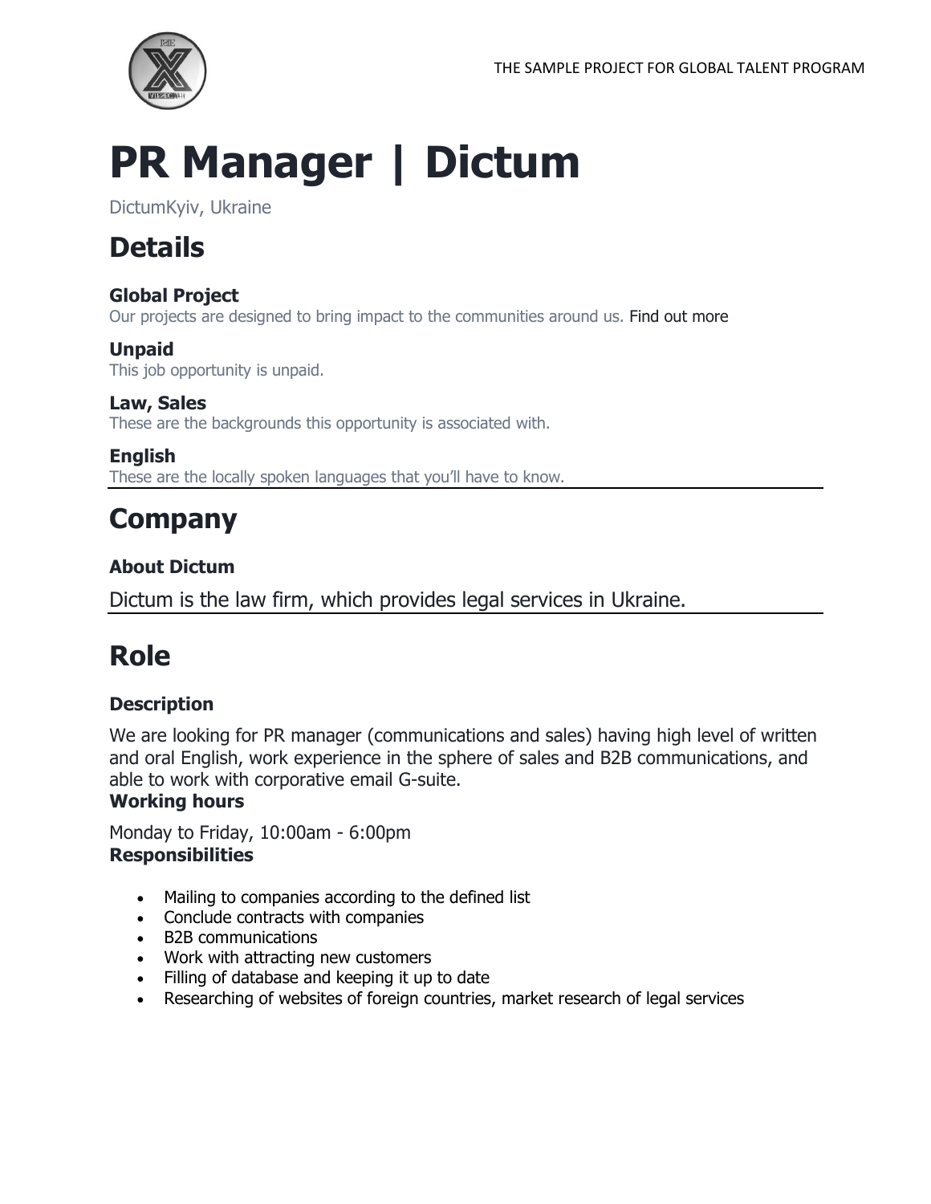# PR Manager | Dictum

DictumKyiv, Ukraine

## Details

### Global Project

Our projects are designed to bring impact to the communities around us. Find out more

### Unpaid

This job opportunity is unpaid.

### Law, Sales

These are the backgrounds this opportunity is associated with.

### English

These are the locally spoken languages that you'll have to know.

## Company

### About Dictum

Dictum is the law firm, which provides legal services in Ukraine.

## Role

### Description

We are looking for PR manager (communications and sales) having high level of written and oral English, work experience in the sphere of sales and B2B communications, and able to work with corporative email G-suite.

**Working hours**

Monday to Friday, 10:00am - 6:00pm

**Responsibilities**

- Mailing to companies according to the defined list
- Conclude contracts with companies
- B2B communications
- Work with attracting new customers
- Filling of database and keeping it up to date
- Researching of websites of foreign countries, market research of legal services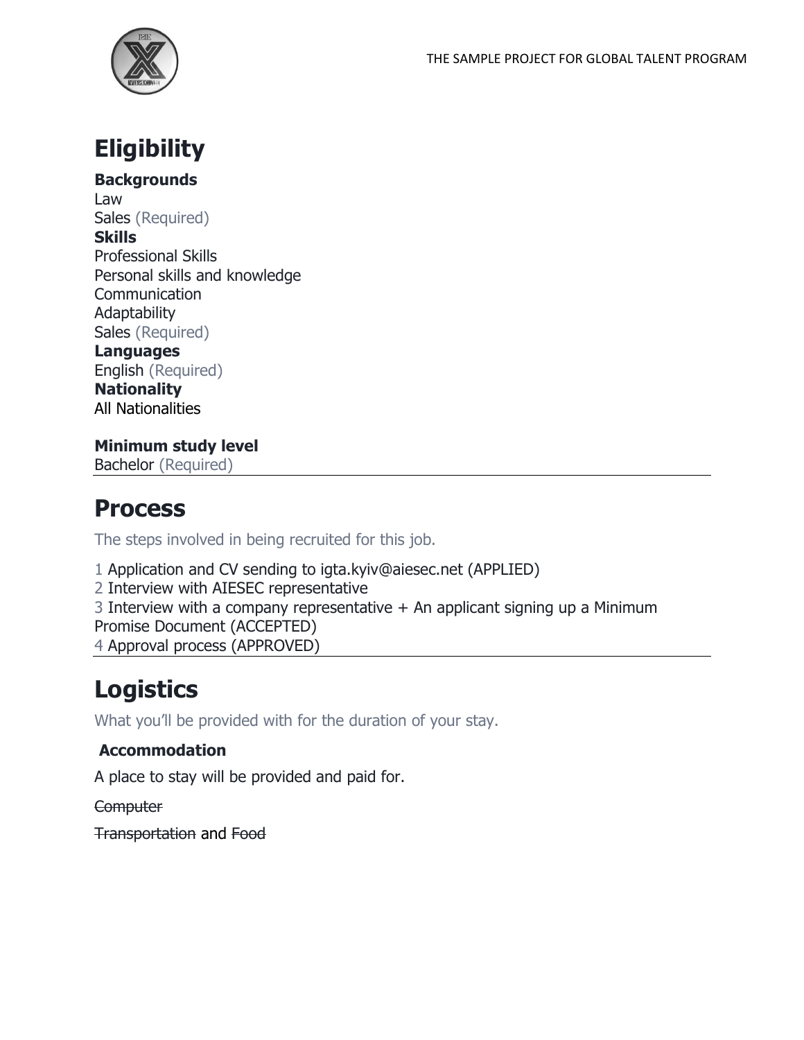# Eligibility

**Backgrounds**
Law
Sales (Required)
**Skills**
Professional Skills
Personal skills and knowledge
Communication
Adaptability
Sales (Required)
**Languages**
English (Required)
**Nationality**
All Nationalities

**Minimum study level**
Bachelor (Required)

---

# Process

The steps involved in being recruited for this job.

1 Application and CV sending to igta.kyiv@aiesec.net (APPLIED)
2 Interview with AIESEC representative
3 Interview with a company representative + An applicant signing up a Minimum Promise Document (ACCEPTED)
4 Approval process (APPROVED)

---

# Logistics

What you'll be provided with for the duration of your stay.

**Accommodation**

A place to stay will be provided and paid for.

~~Computer~~

~~Transportation~~ and ~~Food~~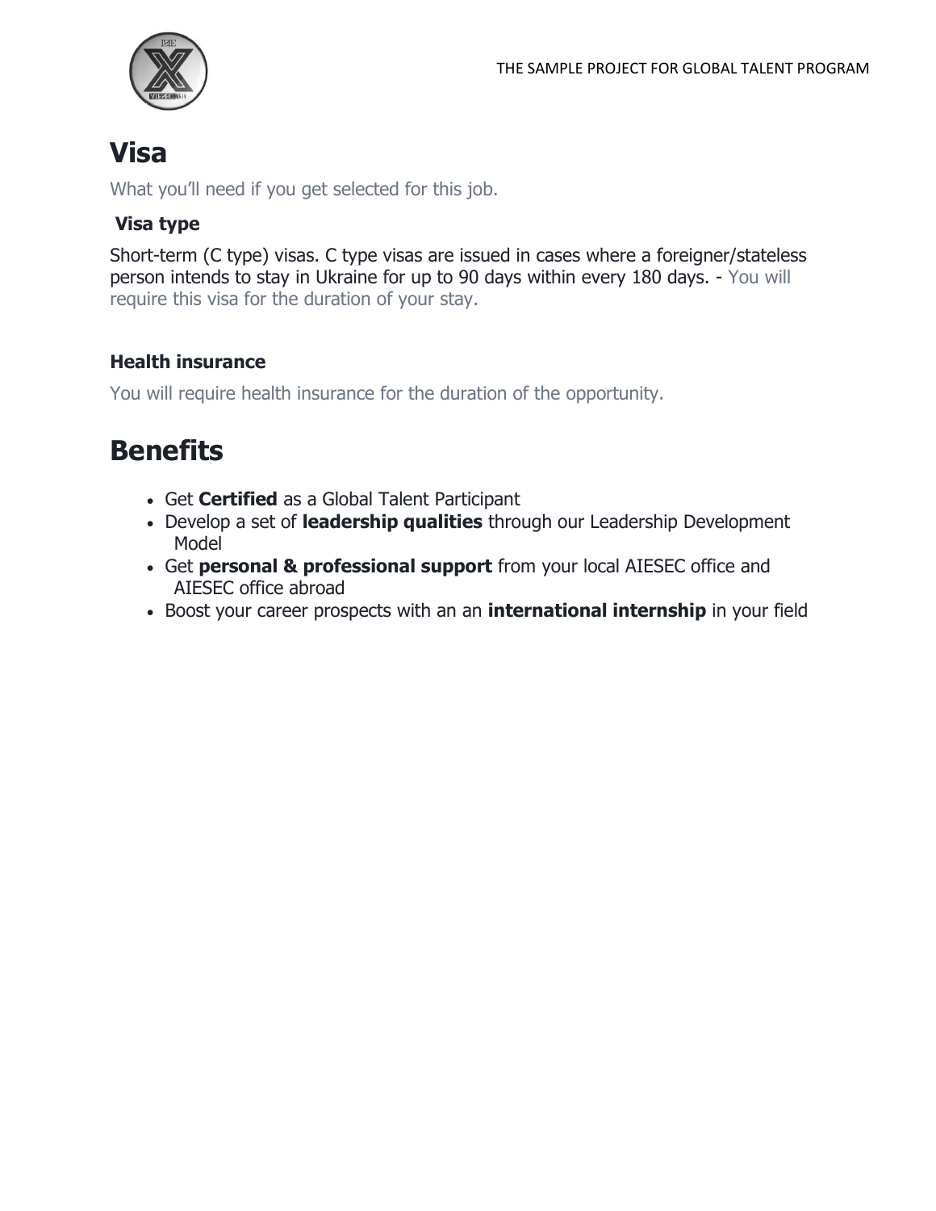# Visa

What you'll need if you get selected for this job.

### Visa type

Short-term (C type) visas. C type visas are issued in cases where a foreigner/stateless person intends to stay in Ukraine for up to 90 days within every 180 days. - You will require this visa for the duration of your stay.

### Health insurance

You will require health insurance for the duration of the opportunity.

# Benefits

- Get **Certified** as a Global Talent Participant
- Develop a set of **leadership qualities** through our Leadership Development Model
- Get **personal & professional support** from your local AIESEC office and AIESEC office abroad
- Boost your career prospects with an an **international internship** in your field